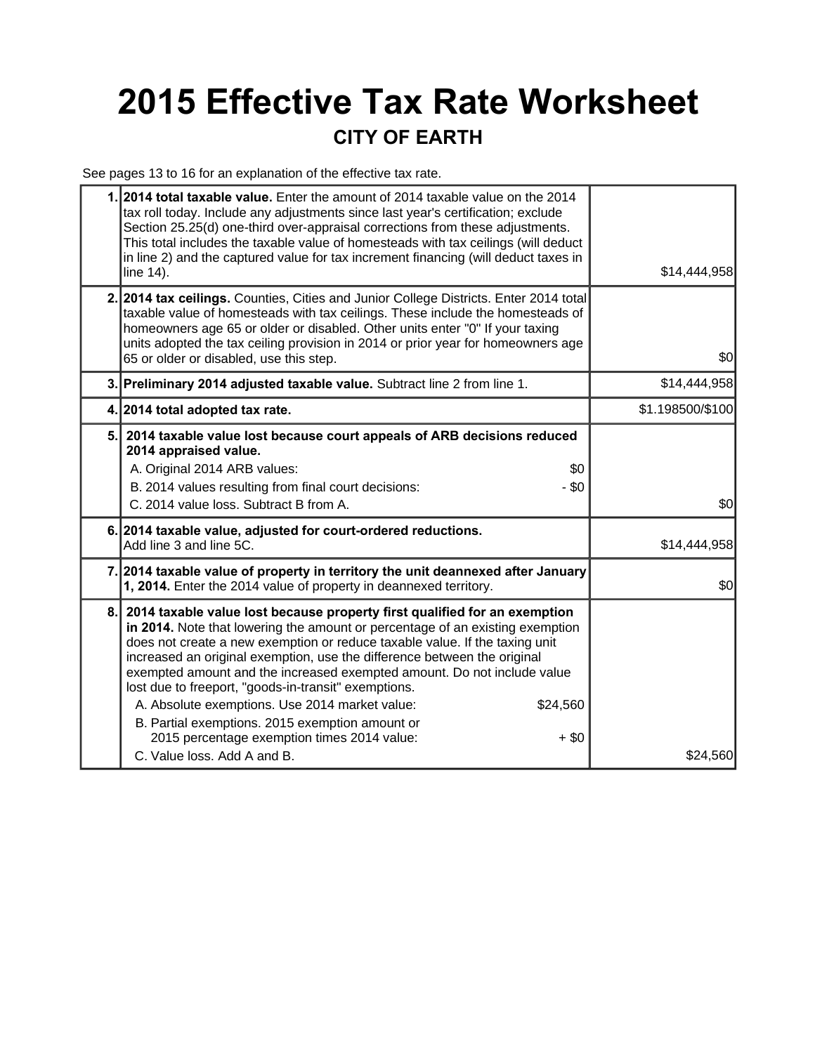# 2015 Effective Tax Rate Worksheet

## CITY OF EARTH

See pages 13 to 16 for an explanation of the effective tax rate.

| | | |
|---|---|---|
| 1. | **2014 total taxable value.** Enter the amount of 2014 taxable value on the 2014 tax roll today. Include any adjustments since last year's certification; exclude Section 25.25(d) one-third over-appraisal corrections from these adjustments. This total includes the taxable value of homesteads with tax ceilings (will deduct in line 2) and the captured value for tax increment financing (will deduct taxes in line 14). | $14,444,958 |
| 2. | **2014 tax ceilings.** Counties, Cities and Junior College Districts. Enter 2014 total taxable value of homesteads with tax ceilings. These include the homesteads of homeowners age 65 or older or disabled. Other units enter "0" If your taxing units adopted the tax ceiling provision in 2014 or prior year for homeowners age 65 or older or disabled, use this step. | $0 |
| 3. | **Preliminary 2014 adjusted taxable value.** Subtract line 2 from line 1. | $14,444,958 |
| 4. | **2014 total adopted tax rate.** | $1.198500/$100 |
| 5. | **2014 taxable value lost because court appeals of ARB decisions reduced 2014 appraised value.**<br>A. Original 2014 ARB values: $0<br>B. 2014 values resulting from final court decisions: - $0<br>C. 2014 value loss. Subtract B from A. | $0 |
| 6. | **2014 taxable value, adjusted for court-ordered reductions.** Add line 3 and line 5C. | $14,444,958 |
| 7. | **2014 taxable value of property in territory the unit deannexed after January 1, 2014.** Enter the 2014 value of property in deannexed territory. | $0 |
| 8. | **2014 taxable value lost because property first qualified for an exemption in 2014.** Note that lowering the amount or percentage of an existing exemption does not create a new exemption or reduce taxable value. If the taxing unit increased an original exemption, use the difference between the original exempted amount and the increased exempted amount. Do not include value lost due to freeport, "goods-in-transit" exemptions.<br>A. Absolute exemptions. Use 2014 market value: $24,560<br>B. Partial exemptions. 2015 exemption amount or 2015 percentage exemption times 2014 value: + $0<br>C. Value loss. Add A and B. | $24,560 |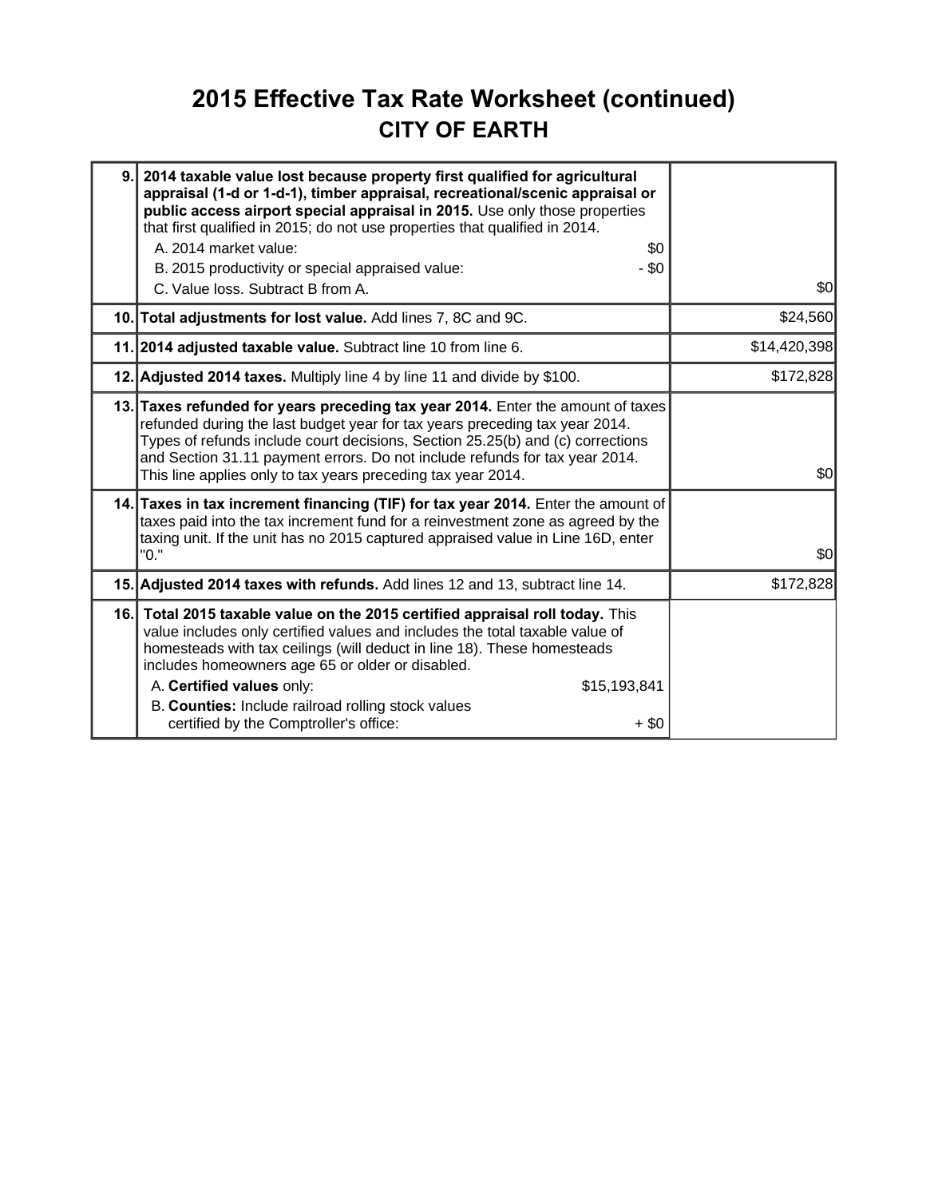# 2015 Effective Tax Rate Worksheet (continued)

## CITY OF EARTH

| | | |
|---|---|---|
| 9. | **2014 taxable value lost because property first qualified for agricultural appraisal (1-d or 1-d-1), timber appraisal, recreational/scenic appraisal or public access airport special appraisal in 2015.** Use only those properties that first qualified in 2015; do not use properties that qualified in 2014.<br>A. 2014 market value: $0<br>B. 2015 productivity or special appraised value: - $0<br>C. Value loss. Subtract B from A. | $0 |
| 10. | **Total adjustments for lost value.** Add lines 7, 8C and 9C. | $24,560 |
| 11. | **2014 adjusted taxable value.** Subtract line 10 from line 6. | $14,420,398 |
| 12. | **Adjusted 2014 taxes.** Multiply line 4 by line 11 and divide by $100. | $172,828 |
| 13. | **Taxes refunded for years preceding tax year 2014.** Enter the amount of taxes refunded during the last budget year for tax years preceding tax year 2014. Types of refunds include court decisions, Section 25.25(b) and (c) corrections and Section 31.11 payment errors. Do not include refunds for tax year 2014. This line applies only to tax years preceding tax year 2014. | $0 |
| 14. | **Taxes in tax increment financing (TIF) for tax year 2014.** Enter the amount of taxes paid into the tax increment fund for a reinvestment zone as agreed by the taxing unit. If the unit has no 2015 captured appraised value in Line 16D, enter "0." | $0 |
| 15. | **Adjusted 2014 taxes with refunds.** Add lines 12 and 13, subtract line 14. | $172,828 |
| 16. | **Total 2015 taxable value on the 2015 certified appraisal roll today.** This value includes only certified values and includes the total taxable value of homesteads with tax ceilings (will deduct in line 18). These homesteads includes homeowners age 65 or older or disabled.<br>A. **Certified values** only: $15,193,841<br>B. **Counties:** Include railroad rolling stock values certified by the Comptroller's office: + $0 | |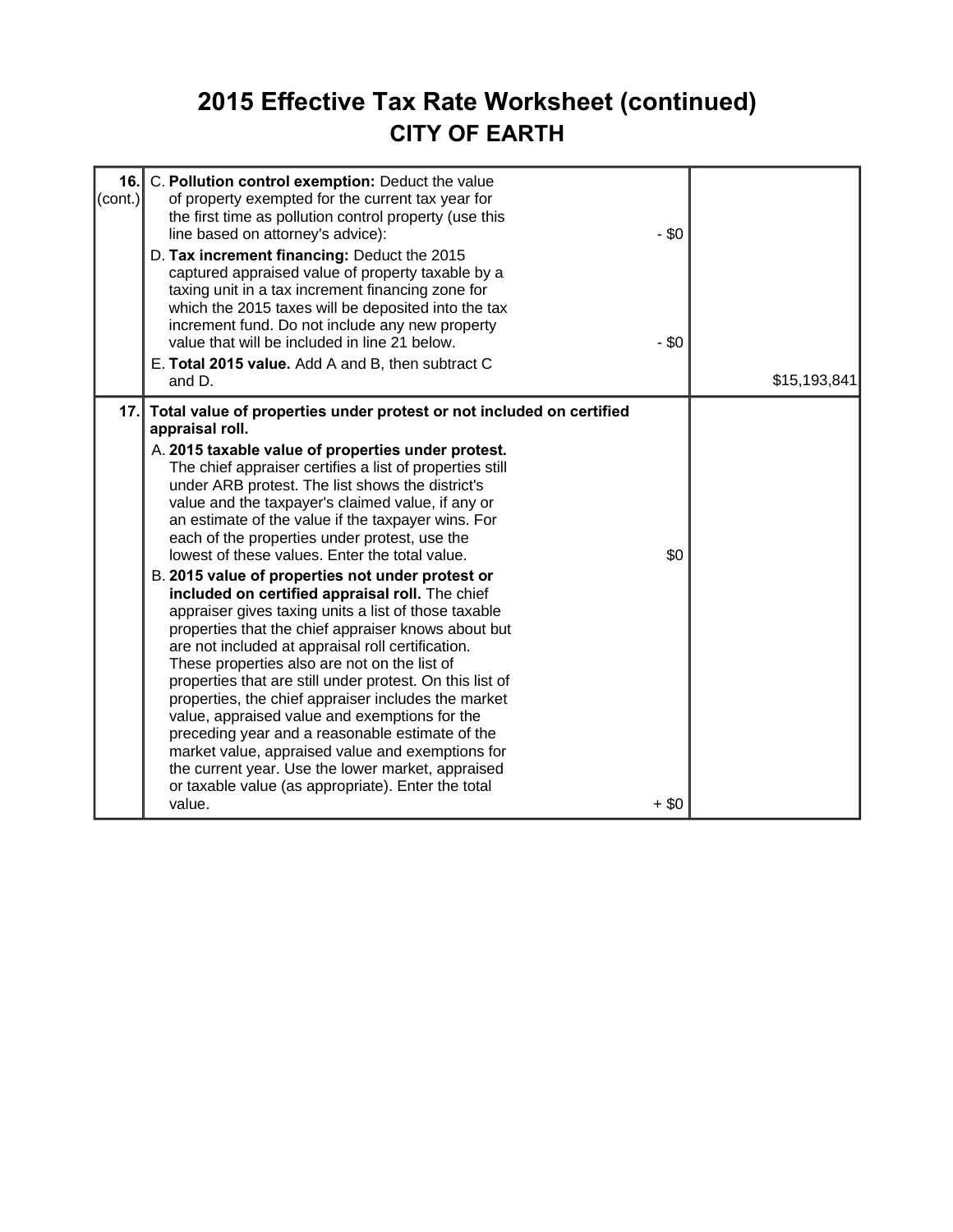# 2015 Effective Tax Rate Worksheet (continued)

## CITY OF EARTH

| Line | Description | Amount | Total |
|---|---|---|---|
| 16. (cont.) | C. **Pollution control exemption:** Deduct the value of property exempted for the current tax year for the first time as pollution control property (use this line based on attorney's advice): | - $0 | |
| | D. **Tax increment financing:** Deduct the 2015 captured appraised value of property taxable by a taxing unit in a tax increment financing zone for which the 2015 taxes will be deposited into the tax increment fund. Do not include any new property value that will be included in line 21 below. | - $0 | |
| | E. **Total 2015 value.** Add A and B, then subtract C and D. | | $15,193,841 |
| 17. | **Total value of properties under protest or not included on certified appraisal roll.** | | |
| | A. **2015 taxable value of properties under protest.** The chief appraiser certifies a list of properties still under ARB protest. The list shows the district's value and the taxpayer's claimed value, if any or an estimate of the value if the taxpayer wins. For each of the properties under protest, use the lowest of these values. Enter the total value. | $0 | |
| | B. **2015 value of properties not under protest or included on certified appraisal roll.** The chief appraiser gives taxing units a list of those taxable properties that the chief appraiser knows about but are not included at appraisal roll certification. These properties also are not on the list of properties that are still under protest. On this list of properties, the chief appraiser includes the market value, appraised value and exemptions for the preceding year and a reasonable estimate of the market value, appraised value and exemptions for the current year. Use the lower market, appraised or taxable value (as appropriate). Enter the total value. | + $0 | |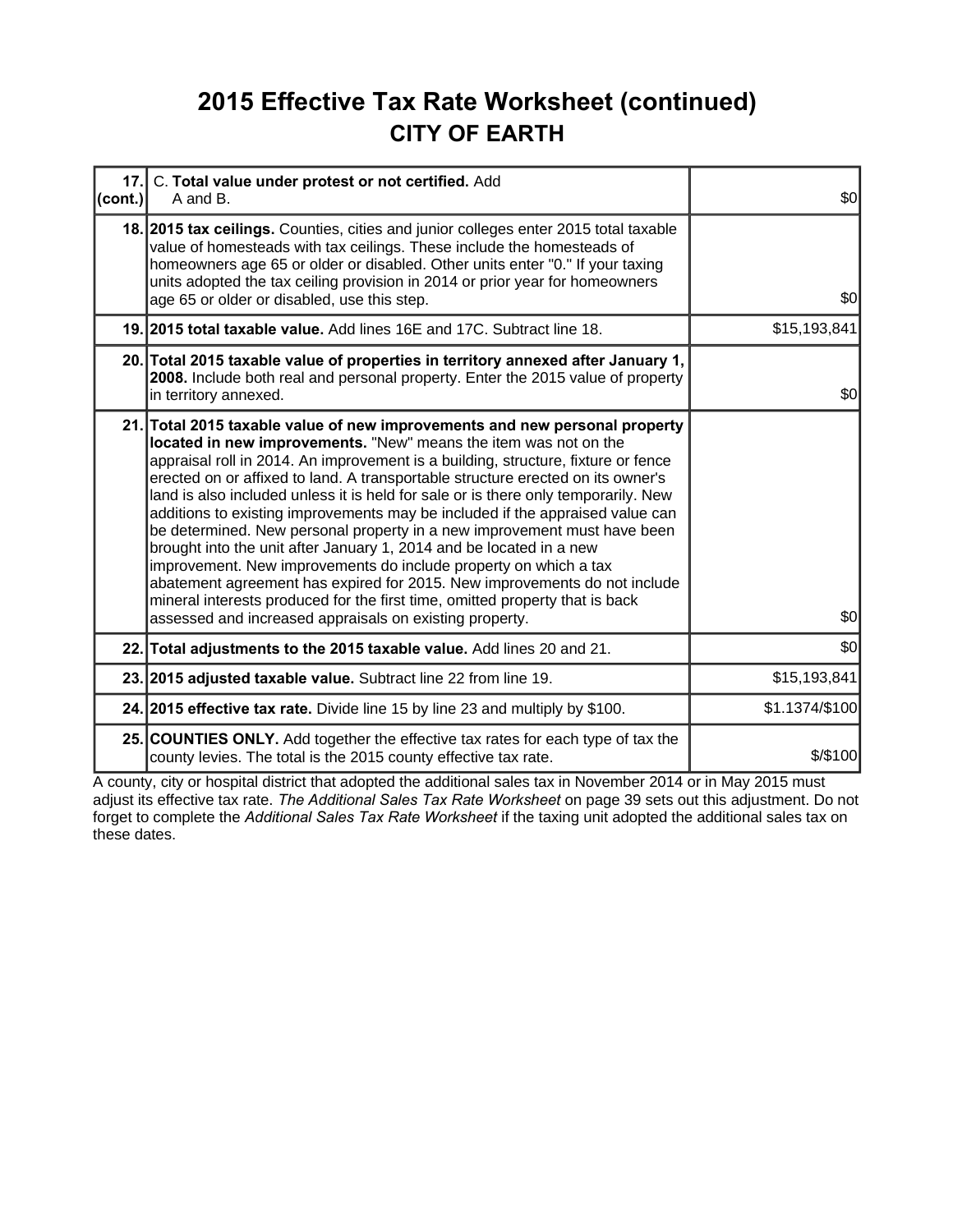# 2015 Effective Tax Rate Worksheet (continued)

## CITY OF EARTH

| | | |
|---|---|---|
| **17. (cont.)** | C. **Total value under protest or not certified.** Add A and B. | $0 |
| **18.** | **2015 tax ceilings.** Counties, cities and junior colleges enter 2015 total taxable value of homesteads with tax ceilings. These include the homesteads of homeowners age 65 or older or disabled. Other units enter "0." If your taxing units adopted the tax ceiling provision in 2014 or prior year for homeowners age 65 or older or disabled, use this step. | $0 |
| **19.** | **2015 total taxable value.** Add lines 16E and 17C. Subtract line 18. | $15,193,841 |
| **20.** | **Total 2015 taxable value of properties in territory annexed after January 1, 2008.** Include both real and personal property. Enter the 2015 value of property in territory annexed. | $0 |
| **21.** | **Total 2015 taxable value of new improvements and new personal property located in new improvements.** "New" means the item was not on the appraisal roll in 2014. An improvement is a building, structure, fixture or fence erected on or affixed to land. A transportable structure erected on its owner's land is also included unless it is held for sale or is there only temporarily. New additions to existing improvements may be included if the appraised value can be determined. New personal property in a new improvement must have been brought into the unit after January 1, 2014 and be located in a new improvement. New improvements do include property on which a tax abatement agreement has expired for 2015. New improvements do not include mineral interests produced for the first time, omitted property that is back assessed and increased appraisals on existing property. | $0 |
| **22.** | **Total adjustments to the 2015 taxable value.** Add lines 20 and 21. | $0 |
| **23.** | **2015 adjusted taxable value.** Subtract line 22 from line 19. | $15,193,841 |
| **24.** | **2015 effective tax rate.** Divide line 15 by line 23 and multiply by $100. | $1.1374/$100 |
| **25.** | **COUNTIES ONLY.** Add together the effective tax rates for each type of tax the county levies. The total is the 2015 county effective tax rate. | $/$100 |

A county, city or hospital district that adopted the additional sales tax in November 2014 or in May 2015 must adjust its effective tax rate. *The Additional Sales Tax Rate Worksheet* on page 39 sets out this adjustment. Do not forget to complete the *Additional Sales Tax Rate Worksheet* if the taxing unit adopted the additional sales tax on these dates.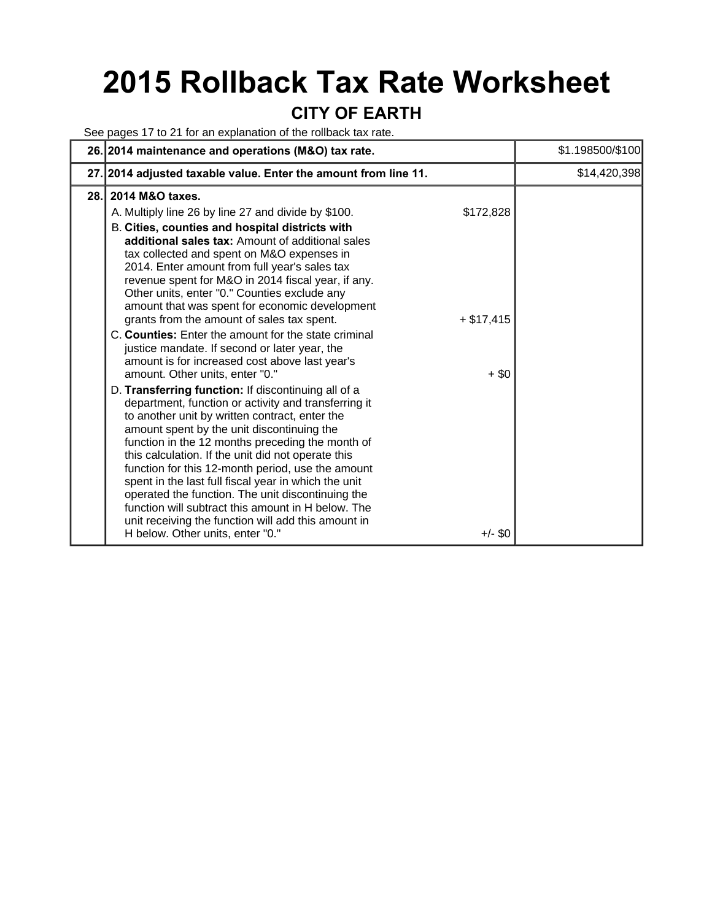# 2015 Rollback Tax Rate Worksheet

## CITY OF EARTH

See pages 17 to 21 for an explanation of the rollback tax rate.

| | | | |
|---|---|---|---|
| 26. | **2014 maintenance and operations (M&O) tax rate.** | | $1.198500/$100 |
| 27. | **2014 adjusted taxable value. Enter the amount from line 11.** | | $14,420,398 |
| 28. | **2014 M&O taxes.** | | |
| | A. Multiply line 26 by line 27 and divide by $100. | $172,828 | |
| | B. **Cities, counties and hospital districts with additional sales tax:** Amount of additional sales tax collected and spent on M&O expenses in 2014. Enter amount from full year's sales tax revenue spent for M&O in 2014 fiscal year, if any. Other units, enter "0." Counties exclude any amount that was spent for economic development grants from the amount of sales tax spent. | + $17,415 | |
| | C. **Counties:** Enter the amount for the state criminal justice mandate. If second or later year, the amount is for increased cost above last year's amount. Other units, enter "0." | + $0 | |
| | D. **Transferring function:** If discontinuing all of a department, function or activity and transferring it to another unit by written contract, enter the amount spent by the unit discontinuing the function in the 12 months preceding the month of this calculation. If the unit did not operate this function for this 12-month period, use the amount spent in the last full fiscal year in which the unit operated the function. The unit discontinuing the function will subtract this amount in H below. The unit receiving the function will add this amount in H below. Other units, enter "0." | +/- $0 | |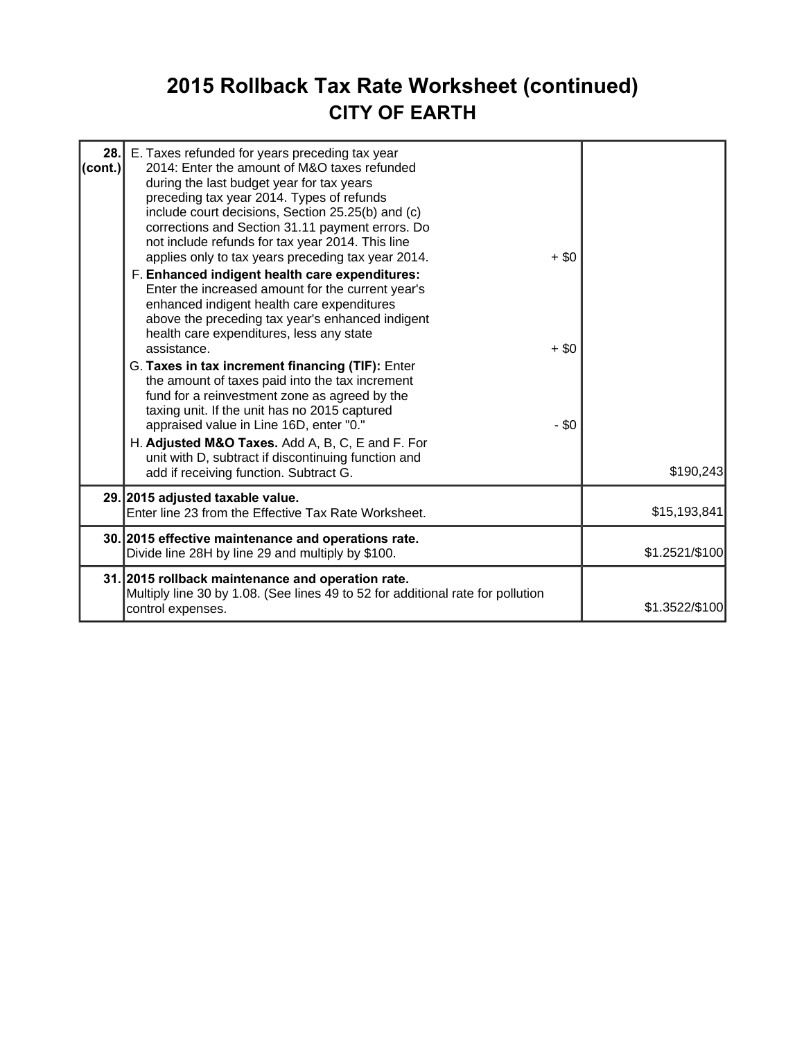# 2015 Rollback Tax Rate Worksheet (continued)

## CITY OF EARTH

| | | | |
|---|---|---|---|
| **28. (cont.)** | E. Taxes refunded for years preceding tax year 2014: Enter the amount of M&O taxes refunded during the last budget year for tax years preceding tax year 2014. Types of refunds include court decisions, Section 25.25(b) and (c) corrections and Section 31.11 payment errors. Do not include refunds for tax year 2014. This line applies only to tax years preceding tax year 2014. | + $0 | |
| | F. **Enhanced indigent health care expenditures:** Enter the increased amount for the current year's enhanced indigent health care expenditures above the preceding tax year's enhanced indigent health care expenditures, less any state assistance. | + $0 | |
| | G. **Taxes in tax increment financing (TIF):** Enter the amount of taxes paid into the tax increment fund for a reinvestment zone as agreed by the taxing unit. If the unit has no 2015 captured appraised value in Line 16D, enter "0." | - $0 | |
| | H. **Adjusted M&O Taxes.** Add A, B, C, E and F. For unit with D, subtract if discontinuing function and add if receiving function. Subtract G. | | $190,243 |
| **29.** | **2015 adjusted taxable value.** Enter line 23 from the Effective Tax Rate Worksheet. | | $15,193,841 |
| **30.** | **2015 effective maintenance and operations rate.** Divide line 28H by line 29 and multiply by $100. | | $1.2521/$100 |
| **31.** | **2015 rollback maintenance and operation rate.** Multiply line 30 by 1.08. (See lines 49 to 52 for additional rate for pollution control expenses. | | $1.3522/$100 |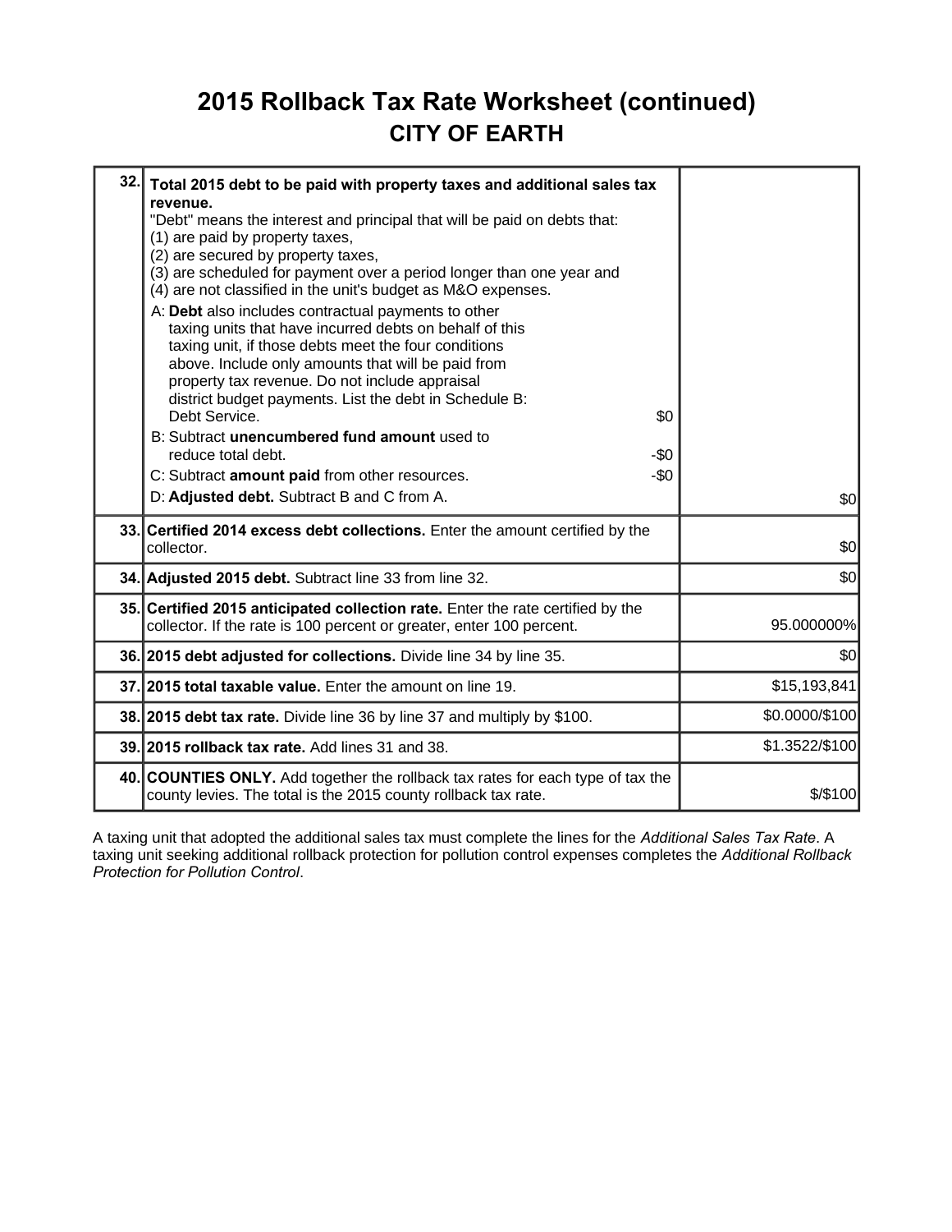# 2015 Rollback Tax Rate Worksheet (continued)

## CITY OF EARTH

| Line | Description | Amount |
|---|---|---|
| 32. | **Total 2015 debt to be paid with property taxes and additional sales tax revenue.** "Debt" means the interest and principal that will be paid on debts that: (1) are paid by property taxes, (2) are secured by property taxes, (3) are scheduled for payment over a period longer than one year and (4) are not classified in the unit's budget as M&O expenses.<br>A: **Debt** also includes contractual payments to other taxing units that have incurred debts on behalf of this taxing unit, if those debts meet the four conditions above. Include only amounts that will be paid from property tax revenue. Do not include appraisal district budget payments. List the debt in Schedule B: Debt Service. $0<br>B: Subtract **unencumbered fund amount** used to reduce total debt. -$0<br>C: Subtract **amount paid** from other resources. -$0<br>D: **Adjusted debt.** Subtract B and C from A. | $0 |
| 33. | **Certified 2014 excess debt collections.** Enter the amount certified by the collector. | $0 |
| 34. | **Adjusted 2015 debt.** Subtract line 33 from line 32. | $0 |
| 35. | **Certified 2015 anticipated collection rate.** Enter the rate certified by the collector. If the rate is 100 percent or greater, enter 100 percent. | 95.000000% |
| 36. | **2015 debt adjusted for collections.** Divide line 34 by line 35. | $0 |
| 37. | **2015 total taxable value.** Enter the amount on line 19. | $15,193,841 |
| 38. | **2015 debt tax rate.** Divide line 36 by line 37 and multiply by $100. | $0.0000/$100 |
| 39. | **2015 rollback tax rate.** Add lines 31 and 38. | $1.3522/$100 |
| 40. | **COUNTIES ONLY.** Add together the rollback tax rates for each type of tax the county levies. The total is the 2015 county rollback tax rate. | $/$100 |

A taxing unit that adopted the additional sales tax must complete the lines for the *Additional Sales Tax Rate*. A taxing unit seeking additional rollback protection for pollution control expenses completes the *Additional Rollback Protection for Pollution Control*.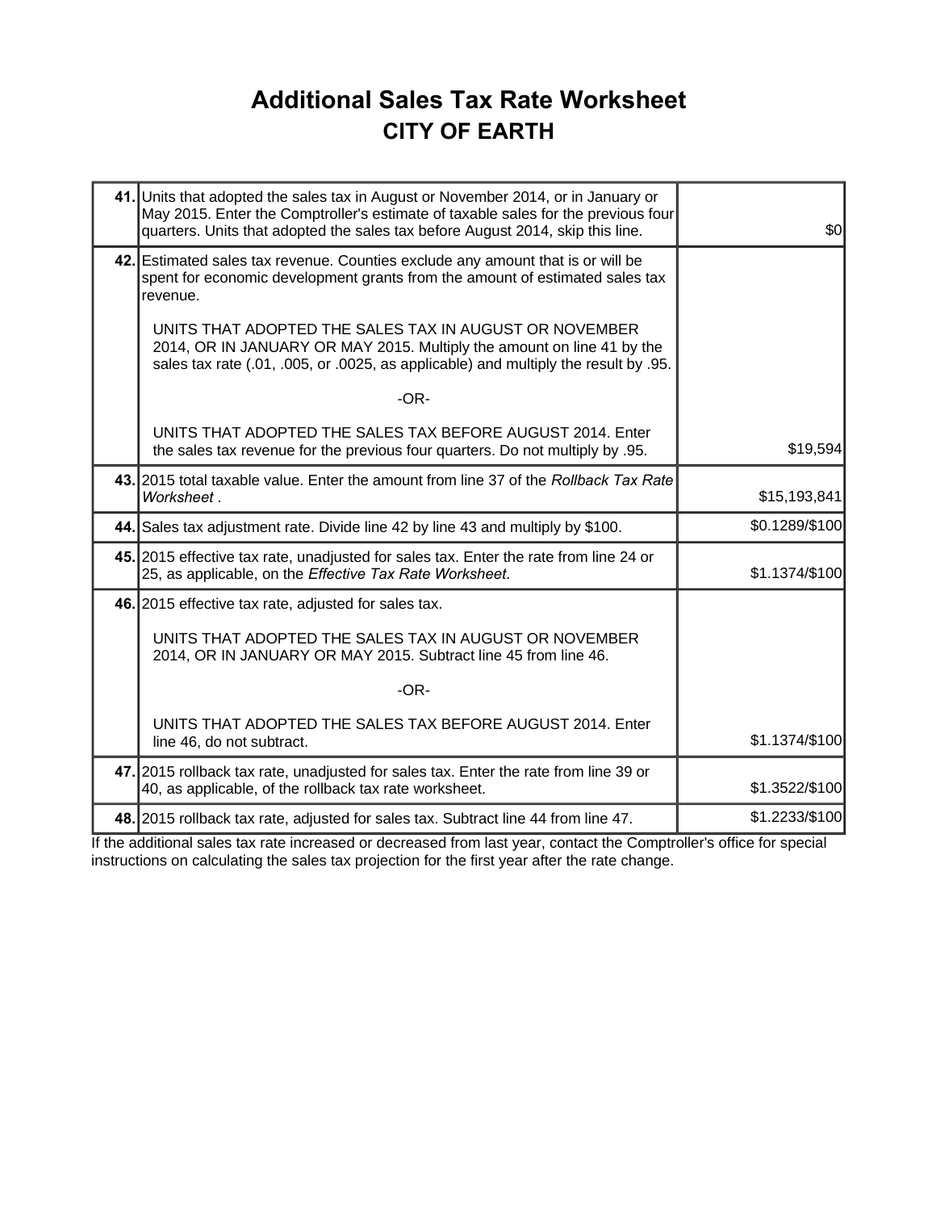# Additional Sales Tax Rate Worksheet

## CITY OF EARTH

| | | |
|---|---|---|
| **41.** | Units that adopted the sales tax in August or November 2014, or in January or May 2015. Enter the Comptroller's estimate of taxable sales for the previous four quarters. Units that adopted the sales tax before August 2014, skip this line. | $0 |
| **42.** | Estimated sales tax revenue. Counties exclude any amount that is or will be spent for economic development grants from the amount of estimated sales tax revenue.<br><br>UNITS THAT ADOPTED THE SALES TAX IN AUGUST OR NOVEMBER 2014, OR IN JANUARY OR MAY 2015. Multiply the amount on line 41 by the sales tax rate (.01, .005, or .0025, as applicable) and multiply the result by .95.<br><br>-OR-<br><br>UNITS THAT ADOPTED THE SALES TAX BEFORE AUGUST 2014. Enter the sales tax revenue for the previous four quarters. Do not multiply by .95. | $19,594 |
| **43.** | 2015 total taxable value. Enter the amount from line 37 of the *Rollback Tax Rate Worksheet* . | $15,193,841 |
| **44.** | Sales tax adjustment rate. Divide line 42 by line 43 and multiply by $100. | $0.1289/$100 |
| **45.** | 2015 effective tax rate, unadjusted for sales tax. Enter the rate from line 24 or 25, as applicable, on the *Effective Tax Rate Worksheet*. | $1.1374/$100 |
| **46.** | 2015 effective tax rate, adjusted for sales tax.<br><br>UNITS THAT ADOPTED THE SALES TAX IN AUGUST OR NOVEMBER 2014, OR IN JANUARY OR MAY 2015. Subtract line 45 from line 46.<br><br>-OR-<br><br>UNITS THAT ADOPTED THE SALES TAX BEFORE AUGUST 2014. Enter line 46, do not subtract. | $1.1374/$100 |
| **47.** | 2015 rollback tax rate, unadjusted for sales tax. Enter the rate from line 39 or 40, as applicable, of the rollback tax rate worksheet. | $1.3522/$100 |
| **48.** | 2015 rollback tax rate, adjusted for sales tax. Subtract line 44 from line 47. | $1.2233/$100 |

If the additional sales tax rate increased or decreased from last year, contact the Comptroller's office for special instructions on calculating the sales tax projection for the first year after the rate change.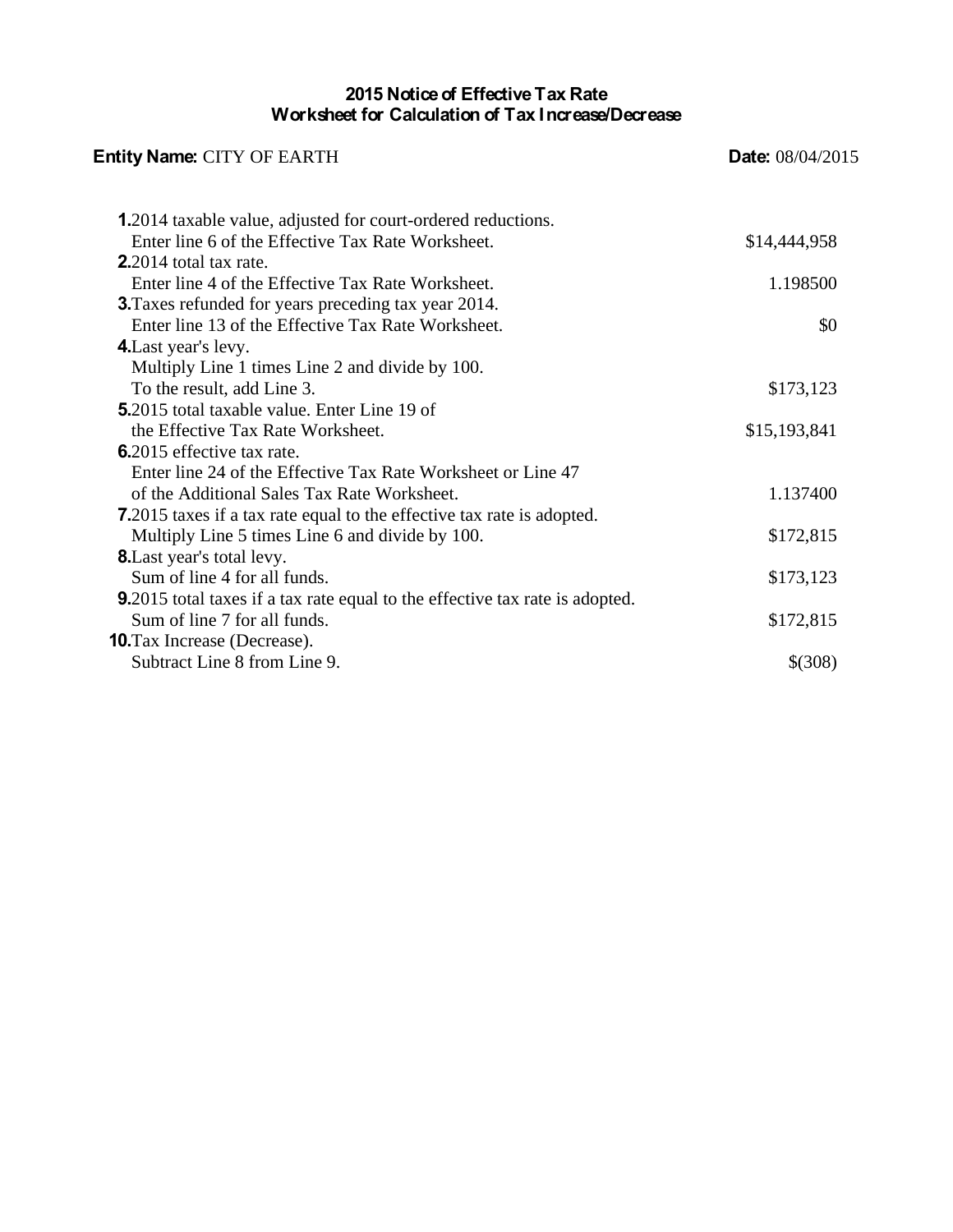## 2015 Notice of Effective Tax Rate
## Worksheet for Calculation of Tax Increase/Decrease

**Entity Name:** CITY OF EARTH **Date:** 08/04/2015

| | |
|---|---|
| **1.** 2014 taxable value, adjusted for court-ordered reductions. Enter line 6 of the Effective Tax Rate Worksheet. | $14,444,958 |
| **2.** 2014 total tax rate. Enter line 4 of the Effective Tax Rate Worksheet. | 1.198500 |
| **3.** Taxes refunded for years preceding tax year 2014. Enter line 13 of the Effective Tax Rate Worksheet. | $0 |
| **4.** Last year's levy. Multiply Line 1 times Line 2 and divide by 100. To the result, add Line 3. | $173,123 |
| **5.** 2015 total taxable value. Enter Line 19 of the Effective Tax Rate Worksheet. | $15,193,841 |
| **6.** 2015 effective tax rate. Enter line 24 of the Effective Tax Rate Worksheet or Line 47 of the Additional Sales Tax Rate Worksheet. | 1.137400 |
| **7.** 2015 taxes if a tax rate equal to the effective tax rate is adopted. Multiply Line 5 times Line 6 and divide by 100. | $172,815 |
| **8.** Last year's total levy. Sum of line 4 for all funds. | $173,123 |
| **9.** 2015 total taxes if a tax rate equal to the effective tax rate is adopted. Sum of line 7 for all funds. | $172,815 |
| **10.** Tax Increase (Decrease). Subtract Line 8 from Line 9. | $(308) |